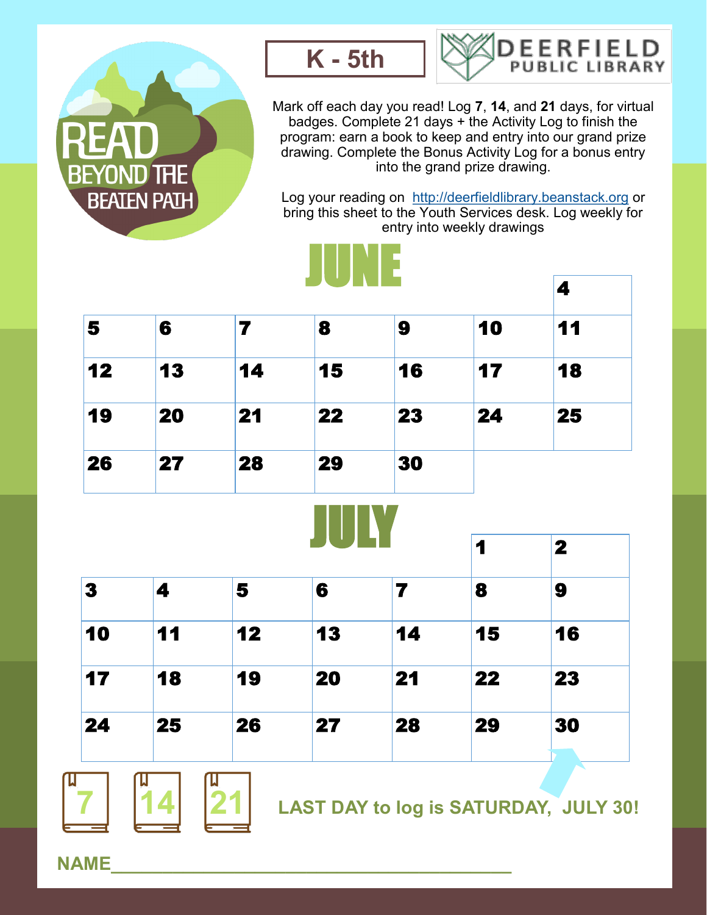# READ BEYOND THE BEATEN PATH

**K - 5th**

DEERFIELD PUBLIC LIBRARY

Mark off each day you read! Log **7**, **14**, and **21** days, for virtual badges. Complete 21 days + the Activity Log to finish the program: earn a book to keep and entry into our grand prize drawing. Complete the Bonus Activity Log for a bonus entry into the grand prize drawing.

Log your reading on http://deerfieldlibrary.beanstack.org or bring this sheet to the Youth Services desk. Log weekly for entry into weekly drawings

## JUNE

| | | | | | | |
|---|---|---|---|---|---|---|
| | | | | | | 4 |
| 5 | 6 | 7 | 8 | 9 | 10 | 11 |
| 12 | 13 | 14 | 15 | 16 | 17 | 18 |
| 19 | 20 | 21 | 22 | 23 | 24 | 25 |
| 26 | 27 | 28 | 29 | 30 | | |

## JULY

| | | | | | | |
|---|---|---|---|---|---|---|
| | | | | | 1 | 2 |
| 3 | 4 | 5 | 6 | 7 | 8 | 9 |
| 10 | 11 | 12 | 13 | 14 | 15 | 16 |
| 17 | 18 | 19 | 20 | 21 | 22 | 23 |
| 24 | 25 | 26 | 27 | 28 | 29 | 30 |

7 14 21

**LAST DAY to log is SATURDAY, JULY 30!**

**NAME**\_\_\_\_\_\_\_\_\_\_\_\_\_\_\_\_\_\_\_\_\_\_\_\_\_\_\_\_\_\_\_\_\_\_\_\_\_\_\_\_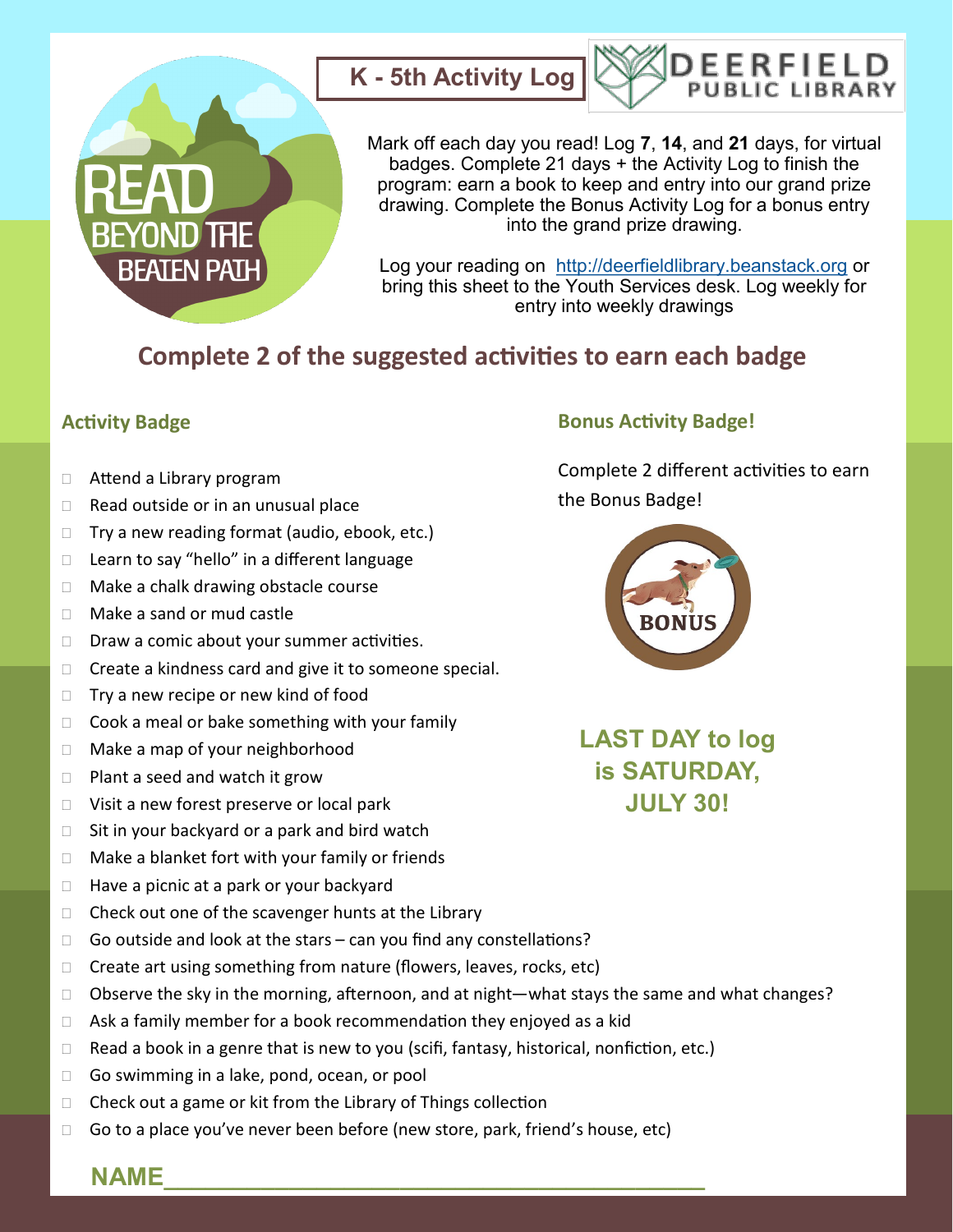K - 5th Activity Log

DEERFIELD PUBLIC LIBRARY

READ BEYOND THE BEATEN PATH

Mark off each day you read! Log **7**, **14**, and **21** days, for virtual badges. Complete 21 days + the Activity Log to finish the program: earn a book to keep and entry into our grand prize drawing. Complete the Bonus Activity Log for a bonus entry into the grand prize drawing.

Log your reading on http://deerfieldlibrary.beanstack.org or bring this sheet to the Youth Services desk. Log weekly for entry into weekly drawings

## Complete 2 of the suggested activities to earn each badge

### Activity Badge

- ☐ Attend a Library program
- ☐ Read outside or in an unusual place
- ☐ Try a new reading format (audio, ebook, etc.)
- ☐ Learn to say "hello" in a different language
- ☐ Make a chalk drawing obstacle course
- ☐ Make a sand or mud castle
- ☐ Draw a comic about your summer activities.
- ☐ Create a kindness card and give it to someone special.
- ☐ Try a new recipe or new kind of food
- ☐ Cook a meal or bake something with your family
- ☐ Make a map of your neighborhood
- ☐ Plant a seed and watch it grow
- ☐ Visit a new forest preserve or local park
- ☐ Sit in your backyard or a park and bird watch
- ☐ Make a blanket fort with your family or friends
- ☐ Have a picnic at a park or your backyard
- ☐ Check out one of the scavenger hunts at the Library
- ☐ Go outside and look at the stars – can you find any constellations?
- ☐ Create art using something from nature (flowers, leaves, rocks, etc)
- ☐ Observe the sky in the morning, afternoon, and at night—what stays the same and what changes?
- ☐ Ask a family member for a book recommendation they enjoyed as a kid
- ☐ Read a book in a genre that is new to you (scifi, fantasy, historical, nonfiction, etc.)
- ☐ Go swimming in a lake, pond, ocean, or pool
- ☐ Check out a game or kit from the Library of Things collection
- ☐ Go to a place you've never been before (new store, park, friend's house, etc)

### Bonus Activity Badge!

Complete 2 different activities to earn the Bonus Badge!

BONUS

**LAST DAY to log is SATURDAY, JULY 30!**

**NAME**\_\_\_\_\_\_\_\_\_\_\_\_\_\_\_\_\_\_\_\_\_\_\_\_\_\_\_\_\_\_\_\_\_\_\_\_\_\_\_\_